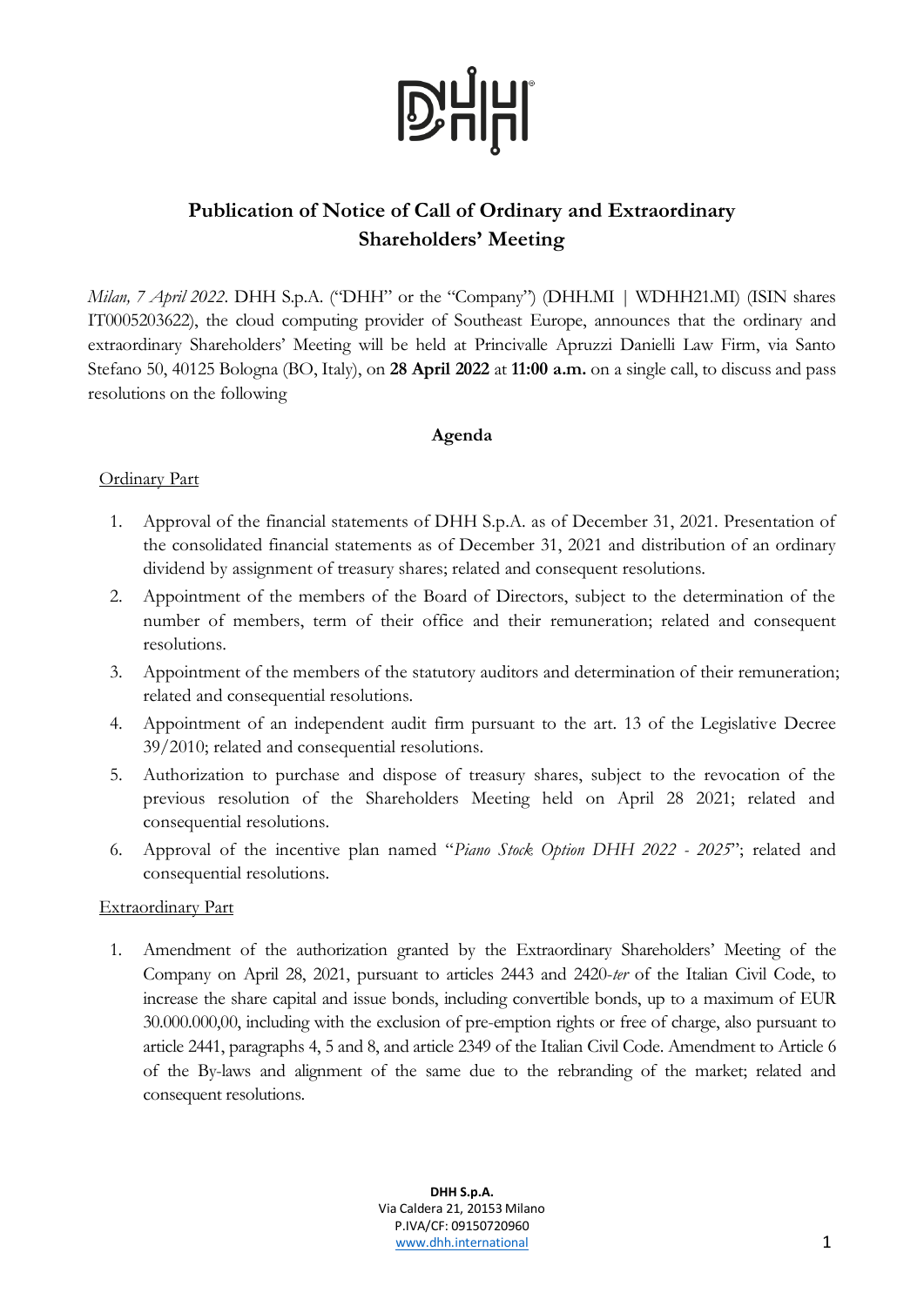# Publication of Notice of Call of Ordinary and Extraordinary Shareholders' Meeting

*Milan, 7 April 2022*. DHH S.p.A. ("DHH" or the "Company") (DHH.MI | WDHH21.MI) (ISIN shares IT0005203622), the cloud computing provider of Southeast Europe, announces that the ordinary and extraordinary Shareholders' Meeting will be held at Princivalle Apruzzi Danielli Law Firm, via Santo Stefano 50, 40125 Bologna (BO, Italy), on **28 April 2022** at **11:00 a.m.** on a single call, to discuss and pass resolutions on the following

**Agenda**

Ordinary Part

1. Approval of the financial statements of DHH S.p.A. as of December 31, 2021. Presentation of the consolidated financial statements as of December 31, 2021 and distribution of an ordinary dividend by assignment of treasury shares; related and consequent resolutions.
2. Appointment of the members of the Board of Directors, subject to the determination of the number of members, term of their office and their remuneration; related and consequent resolutions.
3. Appointment of the members of the statutory auditors and determination of their remuneration; related and consequential resolutions.
4. Appointment of an independent audit firm pursuant to the art. 13 of the Legislative Decree 39/2010; related and consequential resolutions.
5. Authorization to purchase and dispose of treasury shares, subject to the revocation of the previous resolution of the Shareholders Meeting held on April 28 2021; related and consequential resolutions.
6. Approval of the incentive plan named "*Piano Stock Option DHH 2022 - 2025*"; related and consequential resolutions.

Extraordinary Part

1. Amendment of the authorization granted by the Extraordinary Shareholders' Meeting of the Company on April 28, 2021, pursuant to articles 2443 and 2420-*ter* of the Italian Civil Code, to increase the share capital and issue bonds, including convertible bonds, up to a maximum of EUR 30.000.000,00, including with the exclusion of pre-emption rights or free of charge, also pursuant to article 2441, paragraphs 4, 5 and 8, and article 2349 of the Italian Civil Code. Amendment to Article 6 of the By-laws and alignment of the same due to the rebranding of the market; related and consequent resolutions.

**DHH S.p.A.**
Via Caldera 21, 20153 Milano
P.IVA/CF: 09150720960
www.dhh.international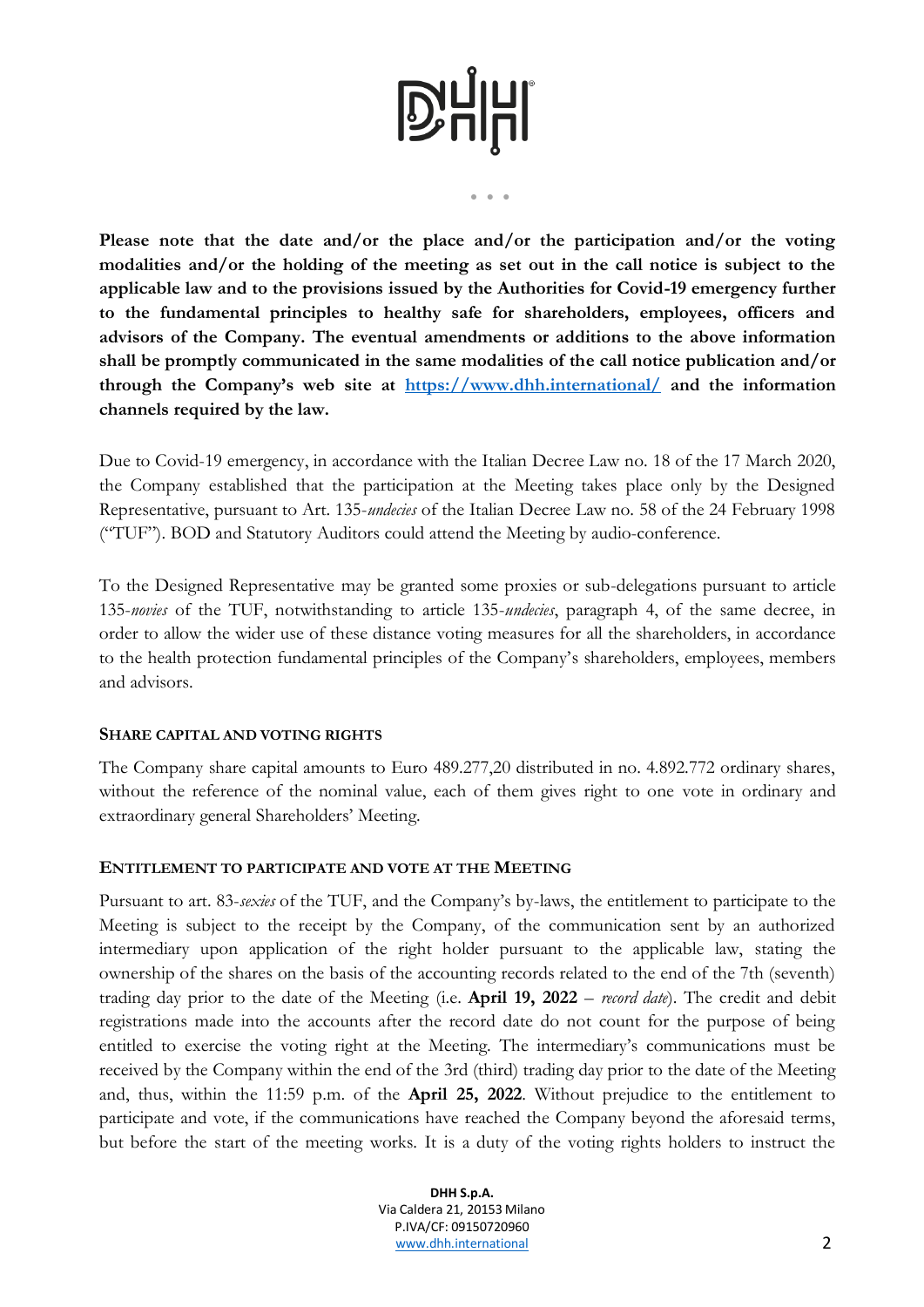**Please note that the date and/or the place and/or the participation and/or the voting modalities and/or the holding of the meeting as set out in the call notice is subject to the applicable law and to the provisions issued by the Authorities for Covid-19 emergency further to the fundamental principles to healthy safe for shareholders, employees, officers and advisors of the Company. The eventual amendments or additions to the above information shall be promptly communicated in the same modalities of the call notice publication and/or through the Company's web site at [https://www.dhh.international/](https://www.dhh.international/) and the information channels required by the law.**

Due to Covid-19 emergency, in accordance with the Italian Decree Law no. 18 of the 17 March 2020, the Company established that the participation at the Meeting takes place only by the Designed Representative, pursuant to Art. 135-*undecies* of the Italian Decree Law no. 58 of the 24 February 1998 ("TUF"). BOD and Statutory Auditors could attend the Meeting by audio-conference.

To the Designed Representative may be granted some proxies or sub-delegations pursuant to article 135-*novies* of the TUF, notwithstanding to article 135-*undecies*, paragraph 4, of the same decree, in order to allow the wider use of these distance voting measures for all the shareholders, in accordance to the health protection fundamental principles of the Company's shareholders, employees, members and advisors.

## SHARE CAPITAL AND VOTING RIGHTS

The Company share capital amounts to Euro 489.277,20 distributed in no. 4.892.772 ordinary shares, without the reference of the nominal value, each of them gives right to one vote in ordinary and extraordinary general Shareholders' Meeting.

## ENTITLEMENT TO PARTICIPATE AND VOTE AT THE MEETING

Pursuant to art. 83-*sexies* of the TUF, and the Company's by-laws, the entitlement to participate to the Meeting is subject to the receipt by the Company, of the communication sent by an authorized intermediary upon application of the right holder pursuant to the applicable law, stating the ownership of the shares on the basis of the accounting records related to the end of the 7th (seventh) trading day prior to the date of the Meeting (i.e. **April 19, 2022** – *record date*). The credit and debit registrations made into the accounts after the record date do not count for the purpose of being entitled to exercise the voting right at the Meeting. The intermediary's communications must be received by the Company within the end of the 3rd (third) trading day prior to the date of the Meeting and, thus, within the 11:59 p.m. of the **April 25, 2022**. Without prejudice to the entitlement to participate and vote, if the communications have reached the Company beyond the aforesaid terms, but before the start of the meeting works. It is a duty of the voting rights holders to instruct the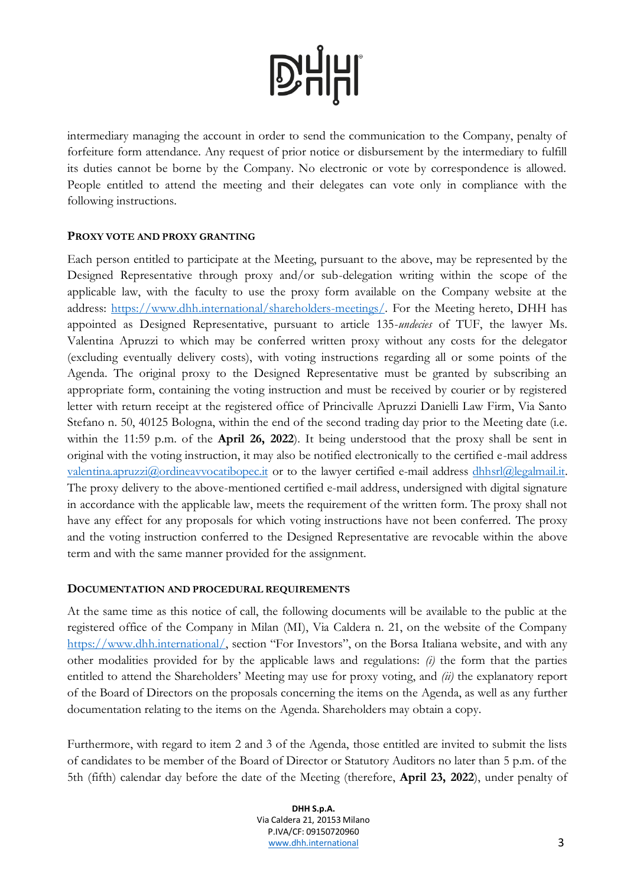intermediary managing the account in order to send the communication to the Company, penalty of forfeiture form attendance. Any request of prior notice or disbursement by the intermediary to fulfill its duties cannot be borne by the Company. No electronic or vote by correspondence is allowed. People entitled to attend the meeting and their delegates can vote only in compliance with the following instructions.

### PROXY VOTE AND PROXY GRANTING

Each person entitled to participate at the Meeting, pursuant to the above, may be represented by the Designed Representative through proxy and/or sub-delegation writing within the scope of the applicable law, with the faculty to use the proxy form available on the Company website at the address: https://www.dhh.international/shareholders-meetings/. For the Meeting hereto, DHH has appointed as Designed Representative, pursuant to article 135-*undecies* of TUF, the lawyer Ms. Valentina Apruzzi to which may be conferred written proxy without any costs for the delegator (excluding eventually delivery costs), with voting instructions regarding all or some points of the Agenda. The original proxy to the Designed Representative must be granted by subscribing an appropriate form, containing the voting instruction and must be received by courier or by registered letter with return receipt at the registered office of Principalle Apruzzi Danielli Law Firm, Via Santo Stefano n. 50, 40125 Bologna, within the end of the second trading day prior to the Meeting date (i.e. within the 11:59 p.m. of the **April 26, 2022**). It being understood that the proxy shall be sent in original with the voting instruction, it may also be notified electronically to the certified e-mail address valentina.apruzzi@ordineavvocatibopec.it or to the lawyer certified e-mail address dhhsrl@legalmail.it. The proxy delivery to the above-mentioned certified e-mail address, undersigned with digital signature in accordance with the applicable law, meets the requirement of the written form. The proxy shall not have any effect for any proposals for which voting instructions have not been conferred. The proxy and the voting instruction conferred to the Designed Representative are revocable within the above term and with the same manner provided for the assignment.

### DOCUMENTATION AND PROCEDURAL REQUIREMENTS

At the same time as this notice of call, the following documents will be available to the public at the registered office of the Company in Milan (MI), Via Caldera n. 21, on the website of the Company https://www.dhh.international/, section "For Investors", on the Borsa Italiana website, and with any other modalities provided for by the applicable laws and regulations: *(i)* the form that the parties entitled to attend the Shareholders' Meeting may use for proxy voting, and *(ii)* the explanatory report of the Board of Directors on the proposals concerning the items on the Agenda, as well as any further documentation relating to the items on the Agenda. Shareholders may obtain a copy.

Furthermore, with regard to item 2 and 3 of the Agenda, those entitled are invited to submit the lists of candidates to be member of the Board of Director or Statutory Auditors no later than 5 p.m. of the 5th (fifth) calendar day before the date of the Meeting (therefore, **April 23, 2022**), under penalty of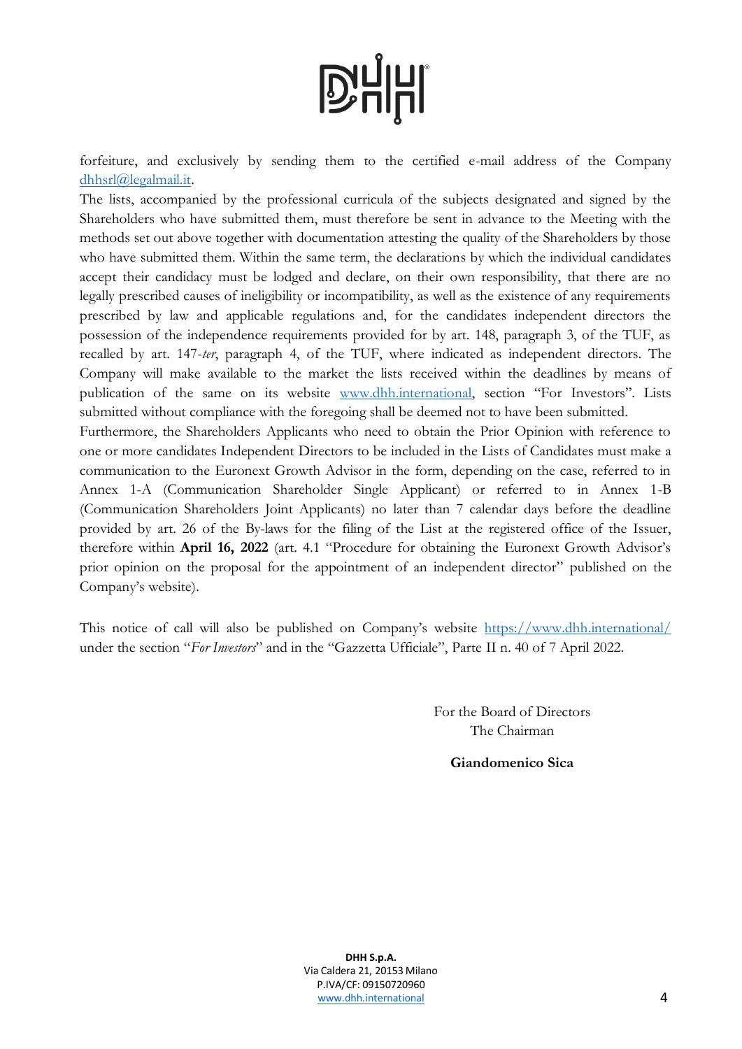forfeiture, and exclusively by sending them to the certified e-mail address of the Company dhhsrl@legalmail.it.

The lists, accompanied by the professional curricula of the subjects designated and signed by the Shareholders who have submitted them, must therefore be sent in advance to the Meeting with the methods set out above together with documentation attesting the quality of the Shareholders by those who have submitted them. Within the same term, the declarations by which the individual candidates accept their candidacy must be lodged and declare, on their own responsibility, that there are no legally prescribed causes of ineligibility or incompatibility, as well as the existence of any requirements prescribed by law and applicable regulations and, for the candidates independent directors the possession of the independence requirements provided for by art. 148, paragraph 3, of the TUF, as recalled by art. 147-*ter*, paragraph 4, of the TUF, where indicated as independent directors. The Company will make available to the market the lists received within the deadlines by means of publication of the same on its website www.dhh.international, section "For Investors". Lists submitted without compliance with the foregoing shall be deemed not to have been submitted.

Furthermore, the Shareholders Applicants who need to obtain the Prior Opinion with reference to one or more candidates Independent Directors to be included in the Lists of Candidates must make a communication to the Euronext Growth Advisor in the form, depending on the case, referred to in Annex 1-A (Communication Shareholder Single Applicant) or referred to in Annex 1-B (Communication Shareholders Joint Applicants) no later than 7 calendar days before the deadline provided by art. 26 of the By-laws for the filing of the List at the registered office of the Issuer, therefore within **April 16, 2022** (art. 4.1 "Procedure for obtaining the Euronext Growth Advisor's prior opinion on the proposal for the appointment of an independent director" published on the Company's website).

This notice of call will also be published on Company's website https://www.dhh.international/ under the section "*For Investors*" and in the "Gazzetta Ufficiale", Parte II n. 40 of 7 April 2022.

For the Board of Directors
The Chairman

**Giandomenico Sica**

**DHH S.p.A.**
Via Caldera 21, 20153 Milano
P.IVA/CF: 09150720960
www.dhh.international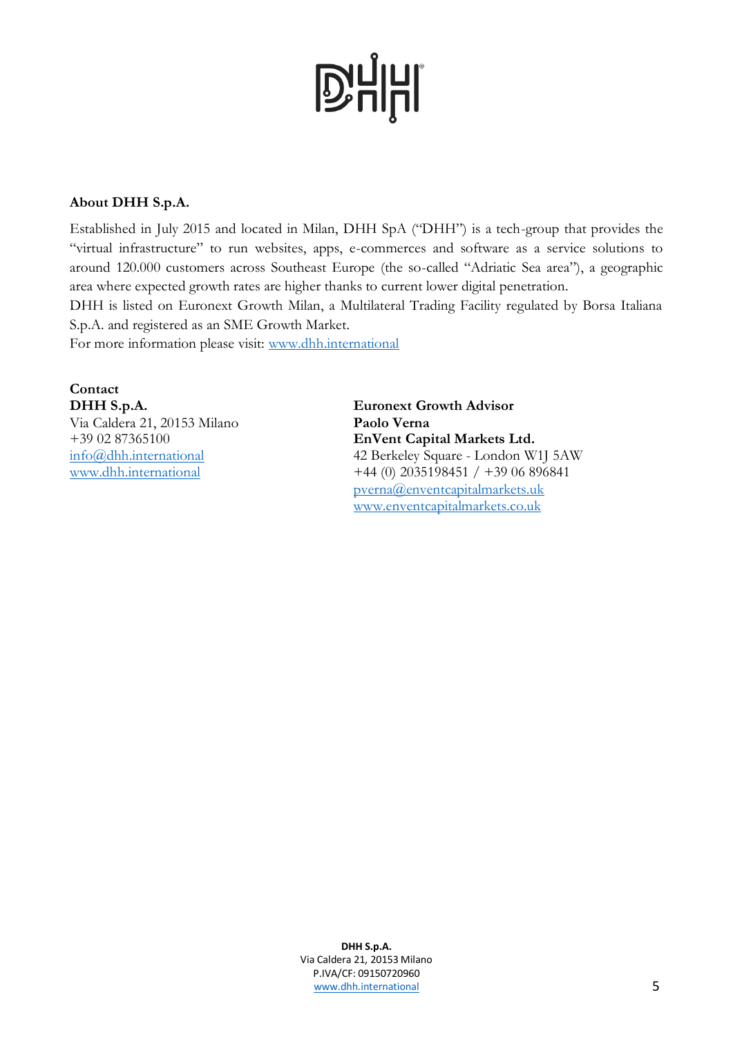**About DHH S.p.A.**

Established in July 2015 and located in Milan, DHH SpA ("DHH") is a tech-group that provides the "virtual infrastructure" to run websites, apps, e-commerces and software as a service solutions to around 120.000 customers across Southeast Europe (the so-called "Adriatic Sea area"), a geographic area where expected growth rates are higher thanks to current lower digital penetration.

DHH is listed on Euronext Growth Milan, a Multilateral Trading Facility regulated by Borsa Italiana S.p.A. and registered as an SME Growth Market.

For more information please visit: www.dhh.international

**Contact**

**DHH S.p.A.**
Via Caldera 21, 20153 Milano
+39 02 87365100
info@dhh.international
www.dhh.international

**Euronext Growth Advisor**
**Paolo Verna**
**EnVent Capital Markets Ltd.**
42 Berkeley Square - London W1J 5AW
+44 (0) 2035198451 / +39 06 896841
pverna@enventcapitalmarkets.uk
www.enventcapitalmarkets.co.uk